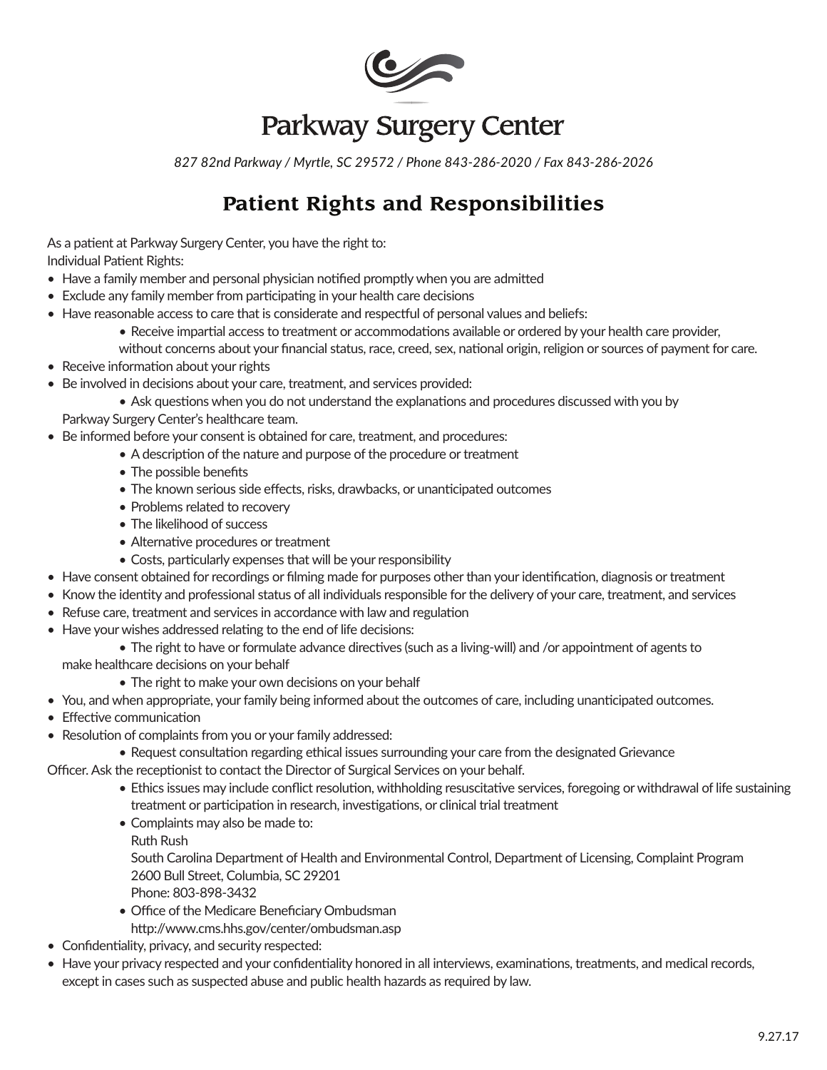# Parkway Surgery Center

*827 82nd Parkway / Myrtle, SC 29572 / Phone 843-286-2020 / Fax 843-286-2026*

## Patient Rights and Responsibilities

As a patient at Parkway Surgery Center, you have the right to:
Individual Patient Rights:

- Have a family member and personal physician notified promptly when you are admitted
- Exclude any family member from participating in your health care decisions
- Have reasonable access to care that is considerate and respectful of personal values and beliefs:
  - Receive impartial access to treatment or accommodations available or ordered by your health care provider, without concerns about your financial status, race, creed, sex, national origin, religion or sources of payment for care.
- Receive information about your rights
- Be involved in decisions about your care, treatment, and services provided:
  - Ask questions when you do not understand the explanations and procedures discussed with you by Parkway Surgery Center's healthcare team.
- Be informed before your consent is obtained for care, treatment, and procedures:
  - A description of the nature and purpose of the procedure or treatment
  - The possible benefits
  - The known serious side effects, risks, drawbacks, or unanticipated outcomes
  - Problems related to recovery
  - The likelihood of success
  - Alternative procedures or treatment
  - Costs, particularly expenses that will be your responsibility
- Have consent obtained for recordings or filming made for purposes other than your identification, diagnosis or treatment
- Know the identity and professional status of all individuals responsible for the delivery of your care, treatment, and services
- Refuse care, treatment and services in accordance with law and regulation
- Have your wishes addressed relating to the end of life decisions:
  - The right to have or formulate advance directives (such as a living-will) and /or appointment of agents to make healthcare decisions on your behalf
  - The right to make your own decisions on your behalf
- You, and when appropriate, your family being informed about the outcomes of care, including unanticipated outcomes.
- Effective communication
- Resolution of complaints from you or your family addressed:
  - Request consultation regarding ethical issues surrounding your care from the designated Grievance Officer. Ask the receptionist to contact the Director of Surgical Services on your behalf.
  - Ethics issues may include conflict resolution, withholding resuscitative services, foregoing or withdrawal of life sustaining treatment or participation in research, investigations, or clinical trial treatment
  - Complaints may also be made to:
    Ruth Rush
    South Carolina Department of Health and Environmental Control, Department of Licensing, Complaint Program
    2600 Bull Street, Columbia, SC 29201
    Phone: 803-898-3432
  - Office of the Medicare Beneficiary Ombudsman
    http://www.cms.hhs.gov/center/ombudsman.asp
- Confidentiality, privacy, and security respected:
- Have your privacy respected and your confidentiality honored in all interviews, examinations, treatments, and medical records, except in cases such as suspected abuse and public health hazards as required by law.

9.27.17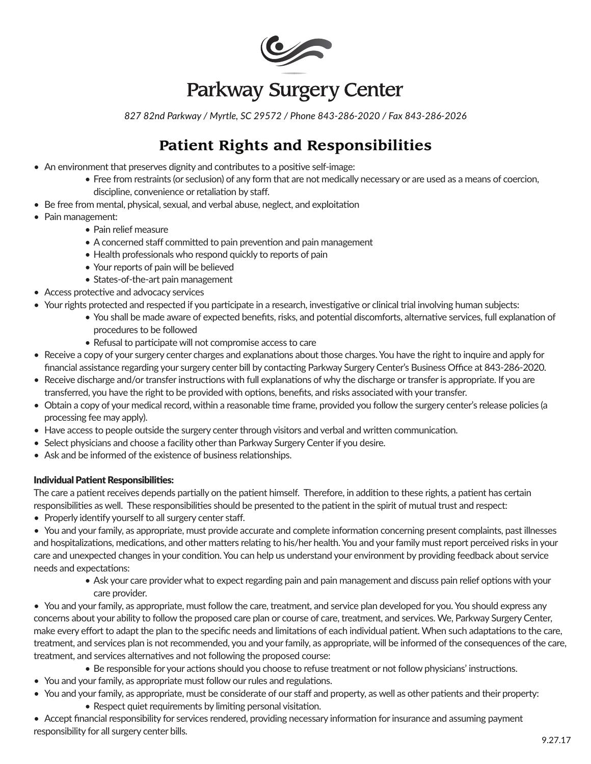# Parkway Surgery Center

*827 82nd Parkway / Myrtle, SC 29572 / Phone 843-286-2020 / Fax 843-286-2026*

## Patient Rights and Responsibilities

- An environment that preserves dignity and contributes to a positive self-image:
  - Free from restraints (or seclusion) of any form that are not medically necessary or are used as a means of coercion, discipline, convenience or retaliation by staff.
- Be free from mental, physical, sexual, and verbal abuse, neglect, and exploitation
- Pain management:
  - Pain relief measure
  - A concerned staff committed to pain prevention and pain management
  - Health professionals who respond quickly to reports of pain
  - Your reports of pain will be believed
  - States-of-the-art pain management
- Access protective and advocacy services
- Your rights protected and respected if you participate in a research, investigative or clinical trial involving human subjects:
  - You shall be made aware of expected benefits, risks, and potential discomforts, alternative services, full explanation of procedures to be followed
  - Refusal to participate will not compromise access to care
- Receive a copy of your surgery center charges and explanations about those charges. You have the right to inquire and apply for financial assistance regarding your surgery center bill by contacting Parkway Surgery Center's Business Office at 843-286-2020.
- Receive discharge and/or transfer instructions with full explanations of why the discharge or transfer is appropriate. If you are transferred, you have the right to be provided with options, benefits, and risks associated with your transfer.
- Obtain a copy of your medical record, within a reasonable time frame, provided you follow the surgery center's release policies (a processing fee may apply).
- Have access to people outside the surgery center through visitors and verbal and written communication.
- Select physicians and choose a facility other than Parkway Surgery Center if you desire.
- Ask and be informed of the existence of business relationships.

**Individual Patient Responsibilities:**

The care a patient receives depends partially on the patient himself. Therefore, in addition to these rights, a patient has certain responsibilities as well. These responsibilities should be presented to the patient in the spirit of mutual trust and respect:

- Properly identify yourself to all surgery center staff.
- You and your family, as appropriate, must provide accurate and complete information concerning present complaints, past illnesses and hospitalizations, medications, and other matters relating to his/her health. You and your family must report perceived risks in your care and unexpected changes in your condition. You can help us understand your environment by providing feedback about service needs and expectations:
  - Ask your care provider what to expect regarding pain and pain management and discuss pain relief options with your care provider.
- You and your family, as appropriate, must follow the care, treatment, and service plan developed for you. You should express any concerns about your ability to follow the proposed care plan or course of care, treatment, and services. We, Parkway Surgery Center, make every effort to adapt the plan to the specific needs and limitations of each individual patient. When such adaptations to the care, treatment, and services plan is not recommended, you and your family, as appropriate, will be informed of the consequences of the care, treatment, and services alternatives and not following the proposed course:
  - Be responsible for your actions should you choose to refuse treatment or not follow physicians' instructions.
- You and your family, as appropriate must follow our rules and regulations.
- You and your family, as appropriate, must be considerate of our staff and property, as well as other patients and their property:
  - Respect quiet requirements by limiting personal visitation.
- Accept financial responsibility for services rendered, providing necessary information for insurance and assuming payment responsibility for all surgery center bills.

9.27.17